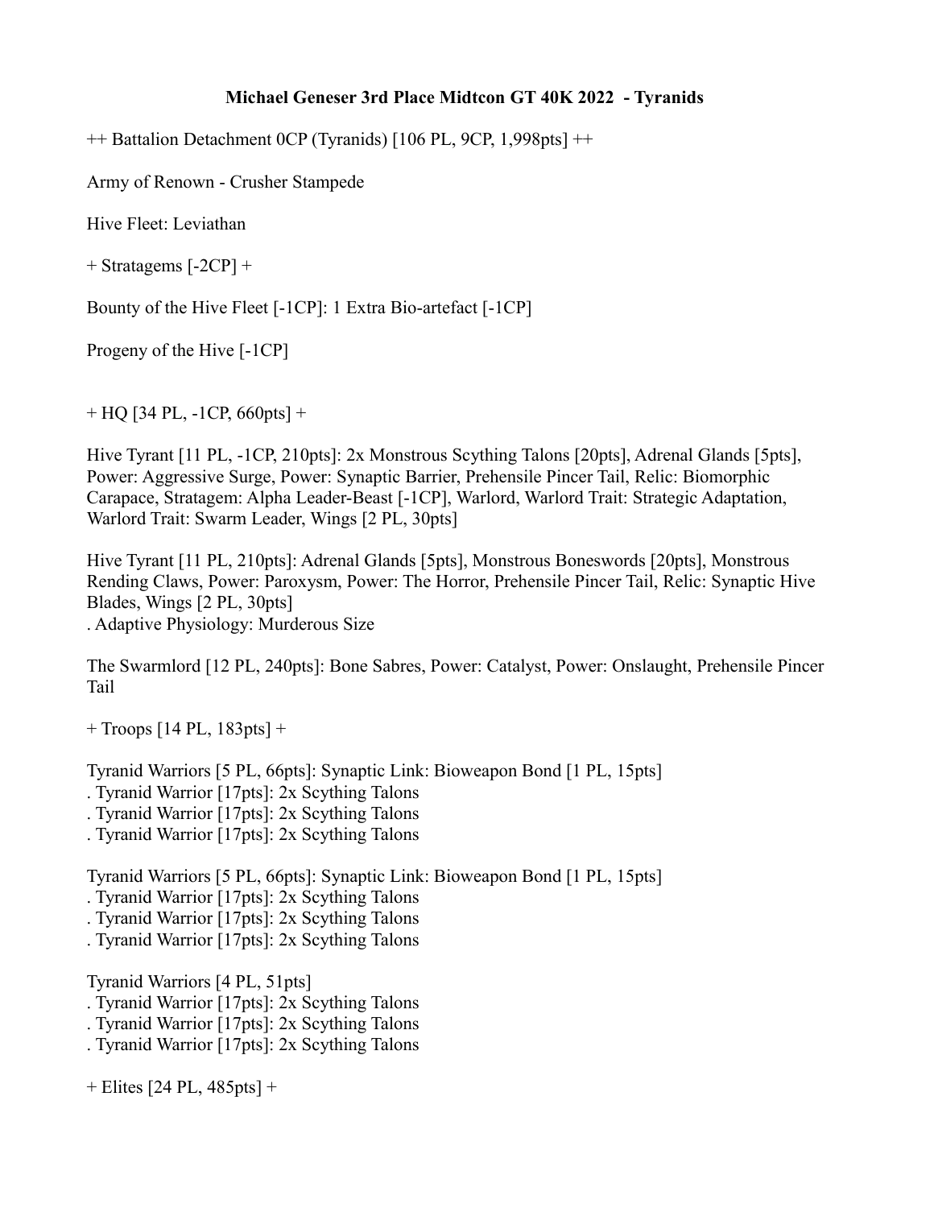# Michael Geneser 3rd Place Midtcon GT 40K 2022 - Tyranids

++ Battalion Detachment 0CP (Tyranids) [106 PL, 9CP, 1,998pts] ++

Army of Renown - Crusher Stampede

Hive Fleet: Leviathan

+ Stratagems [-2CP] +

Bounty of the Hive Fleet [-1CP]: 1 Extra Bio-artefact [-1CP]

Progeny of the Hive [-1CP]

+ HQ [34 PL, -1CP, 660pts] +

Hive Tyrant [11 PL, -1CP, 210pts]: 2x Monstrous Scything Talons [20pts], Adrenal Glands [5pts], Power: Aggressive Surge, Power: Synaptic Barrier, Prehensile Pincer Tail, Relic: Biomorphic Carapace, Stratagem: Alpha Leader-Beast [-1CP], Warlord, Warlord Trait: Strategic Adaptation, Warlord Trait: Swarm Leader, Wings [2 PL, 30pts]

Hive Tyrant [11 PL, 210pts]: Adrenal Glands [5pts], Monstrous Boneswords [20pts], Monstrous Rending Claws, Power: Paroxysm, Power: The Horror, Prehensile Pincer Tail, Relic: Synaptic Hive Blades, Wings [2 PL, 30pts]
. Adaptive Physiology: Murderous Size

The Swarmlord [12 PL, 240pts]: Bone Sabres, Power: Catalyst, Power: Onslaught, Prehensile Pincer Tail

+ Troops [14 PL, 183pts] +

Tyranid Warriors [5 PL, 66pts]: Synaptic Link: Bioweapon Bond [1 PL, 15pts]
. Tyranid Warrior [17pts]: 2x Scything Talons
. Tyranid Warrior [17pts]: 2x Scything Talons
. Tyranid Warrior [17pts]: 2x Scything Talons

Tyranid Warriors [5 PL, 66pts]: Synaptic Link: Bioweapon Bond [1 PL, 15pts]
. Tyranid Warrior [17pts]: 2x Scything Talons
. Tyranid Warrior [17pts]: 2x Scything Talons
. Tyranid Warrior [17pts]: 2x Scything Talons

Tyranid Warriors [4 PL, 51pts]
. Tyranid Warrior [17pts]: 2x Scything Talons
. Tyranid Warrior [17pts]: 2x Scything Talons
. Tyranid Warrior [17pts]: 2x Scything Talons

+ Elites [24 PL, 485pts] +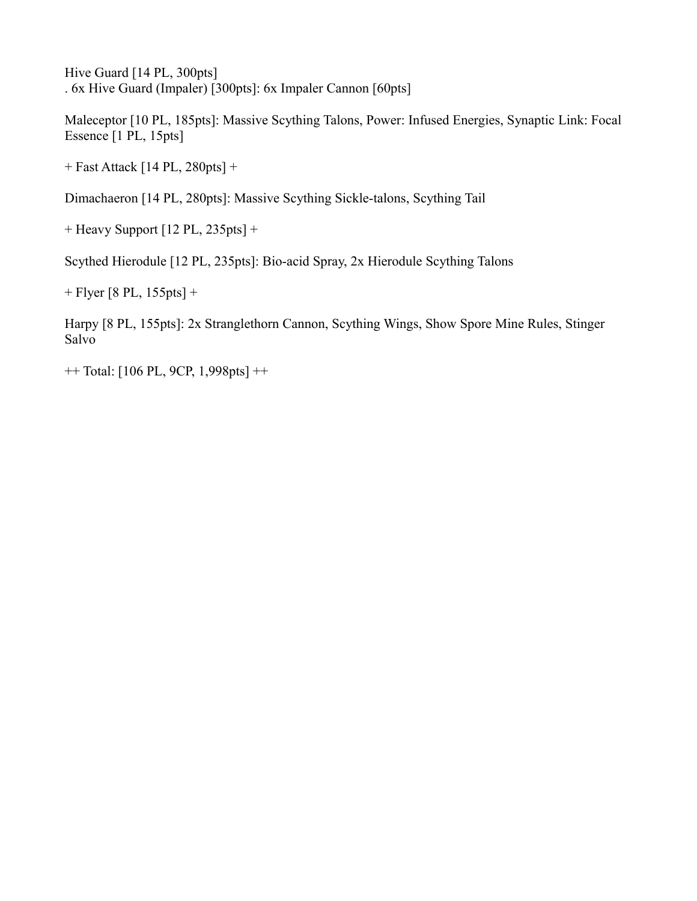Hive Guard [14 PL, 300pts]
. 6x Hive Guard (Impaler) [300pts]: 6x Impaler Cannon [60pts]

Maleceptor [10 PL, 185pts]: Massive Scything Talons, Power: Infused Energies, Synaptic Link: Focal Essence [1 PL, 15pts]

+ Fast Attack [14 PL, 280pts] +

Dimachaeron [14 PL, 280pts]: Massive Scything Sickle-talons, Scything Tail

+ Heavy Support [12 PL, 235pts] +

Scythed Hierodule [12 PL, 235pts]: Bio-acid Spray, 2x Hierodule Scything Talons

+ Flyer [8 PL, 155pts] +

Harpy [8 PL, 155pts]: 2x Stranglethorn Cannon, Scything Wings, Show Spore Mine Rules, Stinger Salvo

++ Total: [106 PL, 9CP, 1,998pts] ++